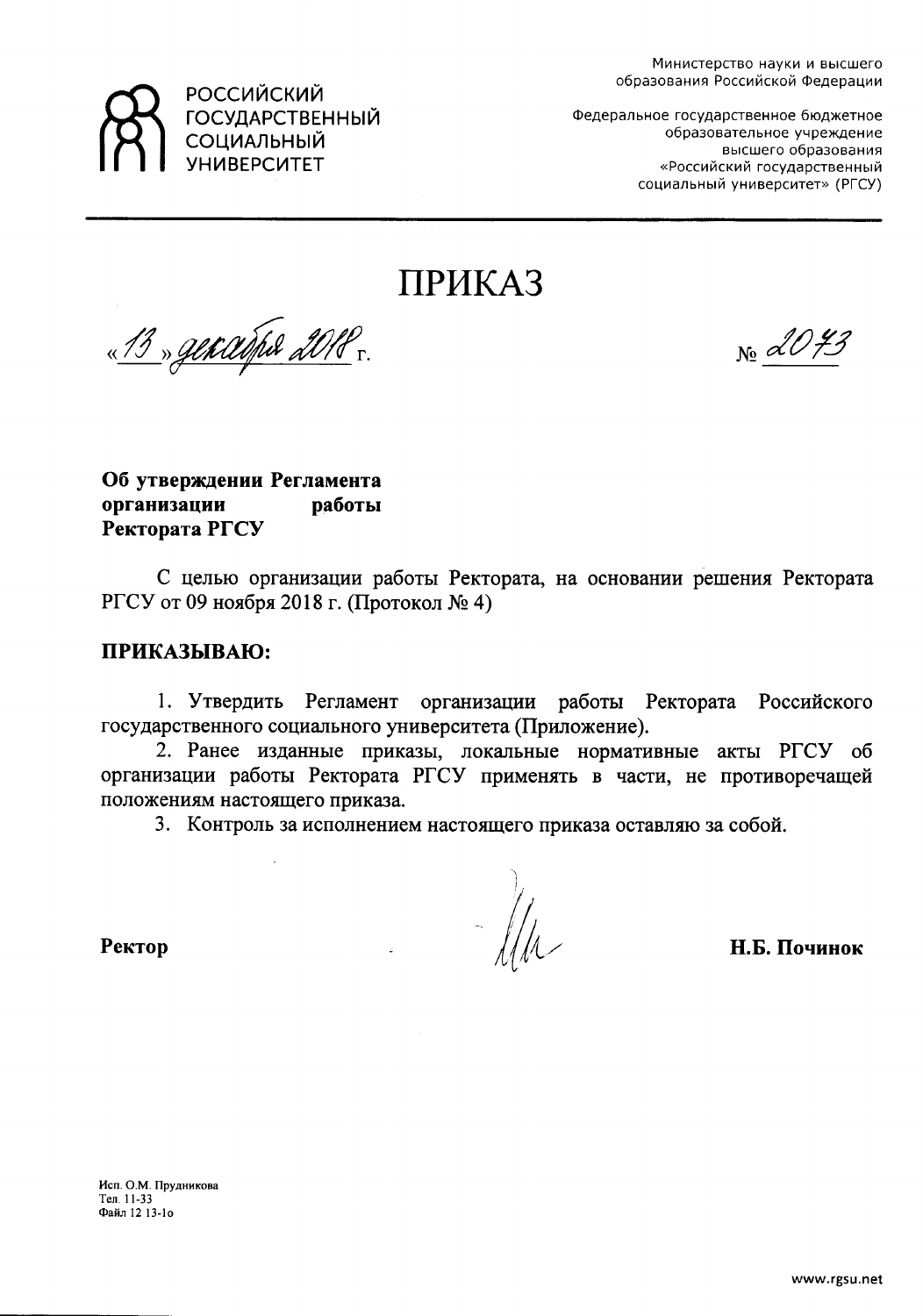РОССИЙСКИЙ ГОСУДАРСТВЕННЫЙ СОЦИАЛЬНЫЙ УНИВЕРСИТЕТ

Министерство науки и высшего образования Российской Федерации

Федеральное государственное бюджетное образовательное учреждение высшего образования «Российский государственный социальный университет» (РГСУ)

# ПРИКАЗ

«13» декабря 2018 г. № 2073

**Об утверждении Регламента организации работы Ректората РГСУ**

С целью организации работы Ректората, на основании решения Ректората РГСУ от 09 ноября 2018 г. (Протокол № 4)

**ПРИКАЗЫВАЮ:**

1. Утвердить Регламент организации работы Ректората Российского государственного социального университета (Приложение).
2. Ранее изданные приказы, локальные нормативные акты РГСУ об организации работы Ректората РГСУ применять в части, не противоречащей положениям настоящего приказа.
3. Контроль за исполнением настоящего приказа оставляю за собой.

**Ректор** **Н.Б. Починок**

Исп. О.М. Прудникова
Тел. 11-33
Файл 12 13-1о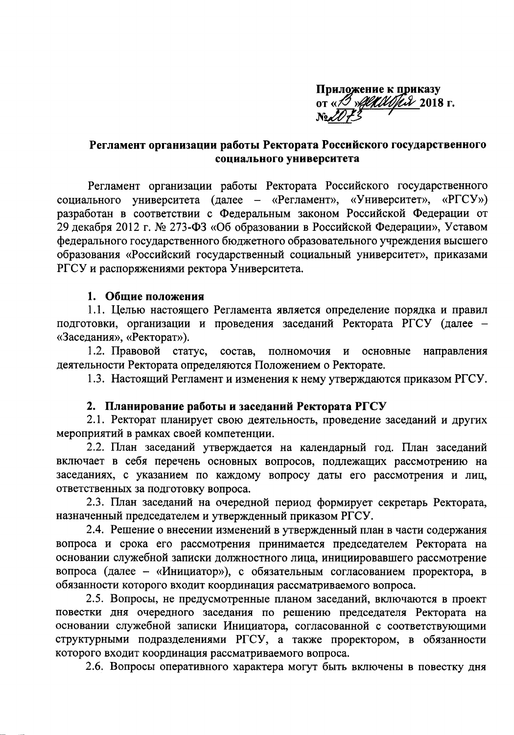**Приложение к приказу**
**от «13» декабря 2018 г.**
**№2073**

## Регламент организации работы Ректората Российского государственного социального университета

Регламент организации работы Ректората Российского государственного социального университета (далее – «Регламент», «Университет», «РГСУ») разработан в соответствии с Федеральным законом Российской Федерации от 29 декабря 2012 г. № 273-ФЗ «Об образовании в Российской Федерации», Уставом федерального государственного бюджетного образовательного учреждения высшего образования «Российский государственный социальный университет», приказами РГСУ и распоряжениями ректора Университета.

### 1. Общие положения

1.1. Целью настоящего Регламента является определение порядка и правил подготовки, организации и проведения заседаний Ректората РГСУ (далее – «Заседания», «Ректорат»).

1.2. Правовой статус, состав, полномочия и основные направления деятельности Ректората определяются Положением о Ректорате.

1.3. Настоящий Регламент и изменения к нему утверждаются приказом РГСУ.

### 2. Планирование работы и заседаний Ректората РГСУ

2.1. Ректорат планирует свою деятельность, проведение заседаний и других мероприятий в рамках своей компетенции.

2.2. План заседаний утверждается на календарный год. План заседаний включает в себя перечень основных вопросов, подлежащих рассмотрению на заседаниях, с указанием по каждому вопросу даты его рассмотрения и лиц, ответственных за подготовку вопроса.

2.3. План заседаний на очередной период формирует секретарь Ректората, назначенный председателем и утвержденный приказом РГСУ.

2.4. Решение о внесении изменений в утвержденный план в части содержания вопроса и срока его рассмотрения принимается председателем Ректората на основании служебной записки должностного лица, инициировавшего рассмотрение вопроса (далее – «Инициатор»), с обязательным согласованием проректора, в обязанности которого входит координация рассматриваемого вопроса.

2.5. Вопросы, не предусмотренные планом заседаний, включаются в проект повестки дня очередного заседания по решению председателя Ректората на основании служебной записки Инициатора, согласованной с соответствующими структурными подразделениями РГСУ, а также проректором, в обязанности которого входит координация рассматриваемого вопроса.

2.6. Вопросы оперативного характера могут быть включены в повестку дня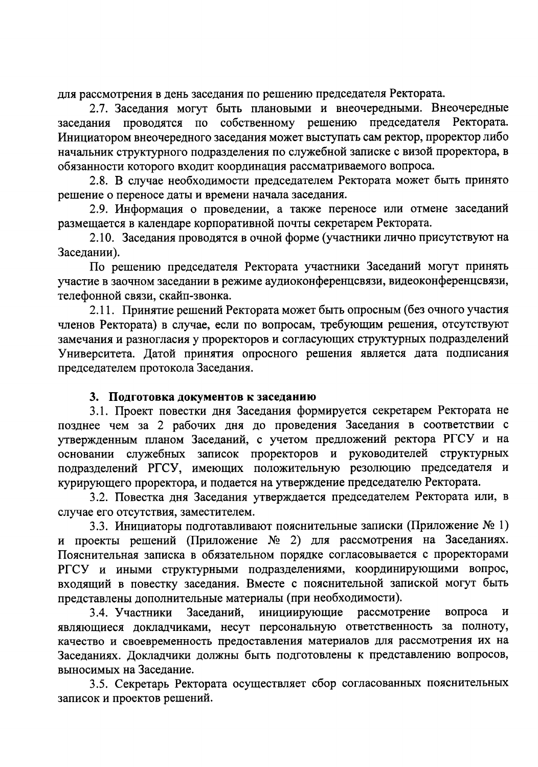для рассмотрения в день заседания по решению председателя Ректората.

2.7. Заседания могут быть плановыми и внеочередными. Внеочередные заседания проводятся по собственному решению председателя Ректората. Инициатором внеочередного заседания может выступать сам ректор, проректор либо начальник структурного подразделения по служебной записке с визой проректора, в обязанности которого входит координация рассматриваемого вопроса.

2.8. В случае необходимости председателем Ректората может быть принято решение о переносе даты и времени начала заседания.

2.9. Информация о проведении, а также переносе или отмене заседаний размещается в календаре корпоративной почты секретарем Ректората.

2.10. Заседания проводятся в очной форме (участники лично присутствуют на Заседании).

По решению председателя Ректората участники Заседаний могут принять участие в заочном заседании в режиме аудиоконференцсвязи, видеоконференцсвязи, телефонной связи, скайп-звонка.

2.11. Принятие решений Ректората может быть опросным (без очного участия членов Ректората) в случае, если по вопросам, требующим решения, отсутствуют замечания и разногласия у проректоров и согласующих структурных подразделений Университета. Датой принятия опросного решения является дата подписания председателем протокола Заседания.

## 3. Подготовка документов к заседанию

3.1. Проект повестки дня Заседания формируется секретарем Ректората не позднее чем за 2 рабочих дня до проведения Заседания в соответствии с утвержденным планом Заседаний, с учетом предложений ректора РГСУ и на основании служебных записок проректоров и руководителей структурных подразделений РГСУ, имеющих положительную резолюцию председателя и курирующего проректора, и подается на утверждение председателю Ректората.

3.2. Повестка дня Заседания утверждается председателем Ректората или, в случае его отсутствия, заместителем.

3.3. Инициаторы подготавливают пояснительные записки (Приложение № 1) и проекты решений (Приложение № 2) для рассмотрения на Заседаниях. Пояснительная записка в обязательном порядке согласовывается с проректорами РГСУ и иными структурными подразделениями, координирующими вопрос, входящий в повестку заседания. Вместе с пояснительной запиской могут быть представлены дополнительные материалы (при необходимости).

3.4. Участники Заседаний, инициирующие рассмотрение вопроса и являющиеся докладчиками, несут персональную ответственность за полноту, качество и своевременность предоставления материалов для рассмотрения их на Заседаниях. Докладчики должны быть подготовлены к представлению вопросов, выносимых на Заседание.

3.5. Секретарь Ректората осуществляет сбор согласованных пояснительных записок и проектов решений.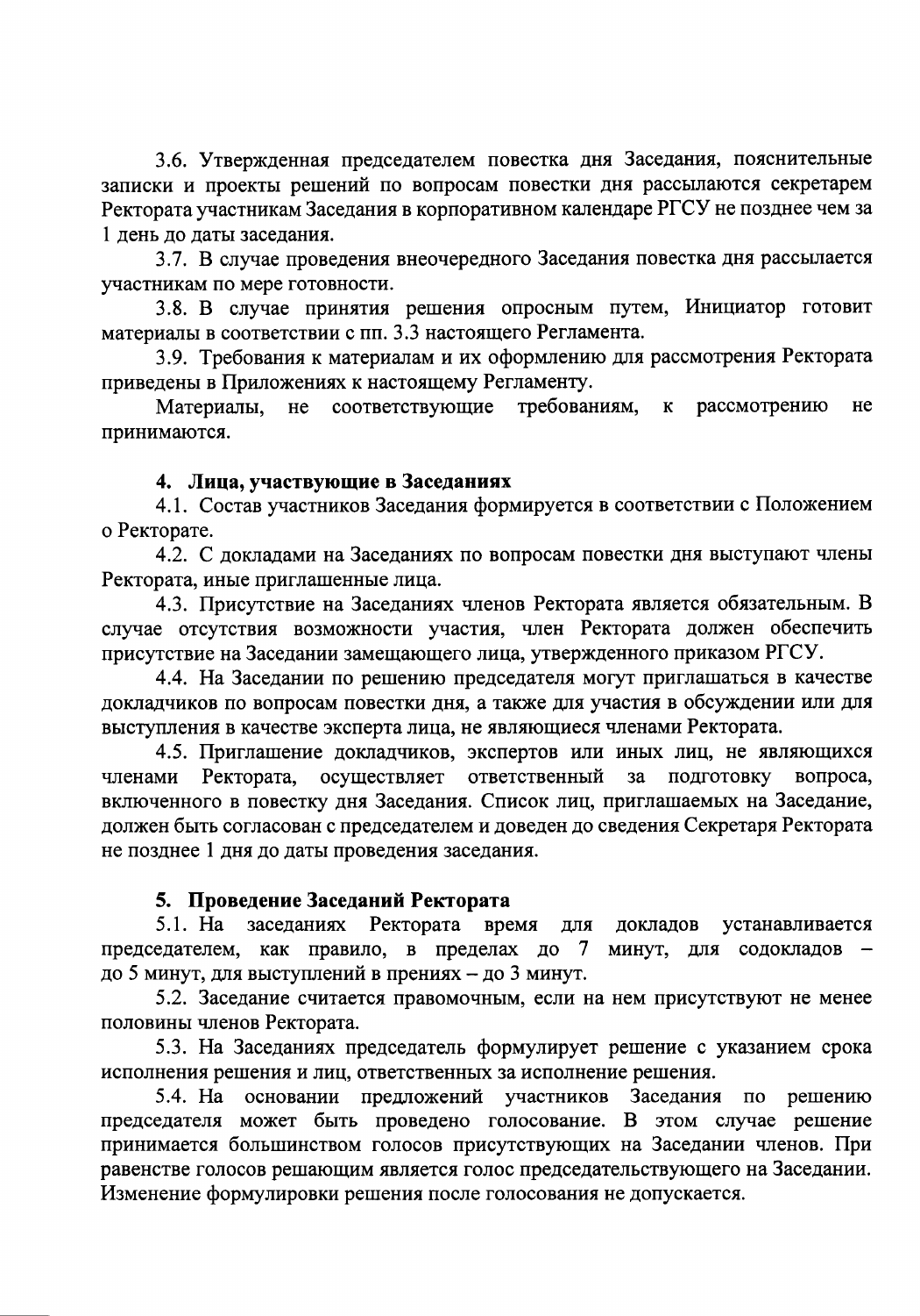3.6. Утвержденная председателем повестка дня Заседания, пояснительные записки и проекты решений по вопросам повестки дня рассылаются секретарем Ректората участникам Заседания в корпоративном календаре РГСУ не позднее чем за 1 день до даты заседания.

3.7. В случае проведения внеочередного Заседания повестка дня рассылается участникам по мере готовности.

3.8. В случае принятия решения опросным путем, Инициатор готовит материалы в соответствии с пп. 3.3 настоящего Регламента.

3.9. Требования к материалам и их оформлению для рассмотрения Ректората приведены в Приложениях к настоящему Регламенту.

Материалы, не соответствующие требованиям, к рассмотрению не принимаются.

## 4. Лица, участвующие в Заседаниях

4.1. Состав участников Заседания формируется в соответствии с Положением о Ректорате.

4.2. С докладами на Заседаниях по вопросам повестки дня выступают члены Ректората, иные приглашенные лица.

4.3. Присутствие на Заседаниях членов Ректората является обязательным. В случае отсутствия возможности участия, член Ректората должен обеспечить присутствие на Заседании замещающего лица, утвержденного приказом РГСУ.

4.4. На Заседании по решению председателя могут приглашаться в качестве докладчиков по вопросам повестки дня, а также для участия в обсуждении или для выступления в качестве эксперта лица, не являющиеся членами Ректората.

4.5. Приглашение докладчиков, экспертов или иных лиц, не являющихся членами Ректората, осуществляет ответственный за подготовку вопроса, включенного в повестку дня Заседания. Список лиц, приглашаемых на Заседание, должен быть согласован с председателем и доведен до сведения Секретаря Ректората не позднее 1 дня до даты проведения заседания.

## 5. Проведение Заседаний Ректората

5.1. На заседаниях Ректората время для докладов устанавливается председателем, как правило, в пределах до 7 минут, для содокладов – до 5 минут, для выступлений в прениях – до 3 минут.

5.2. Заседание считается правомочным, если на нем присутствуют не менее половины членов Ректората.

5.3. На Заседаниях председатель формулирует решение с указанием срока исполнения решения и лиц, ответственных за исполнение решения.

5.4. На основании предложений участников Заседания по решению председателя может быть проведено голосование. В этом случае решение принимается большинством голосов присутствующих на Заседании членов. При равенстве голосов решающим является голос председательствующего на Заседании. Изменение формулировки решения после голосования не допускается.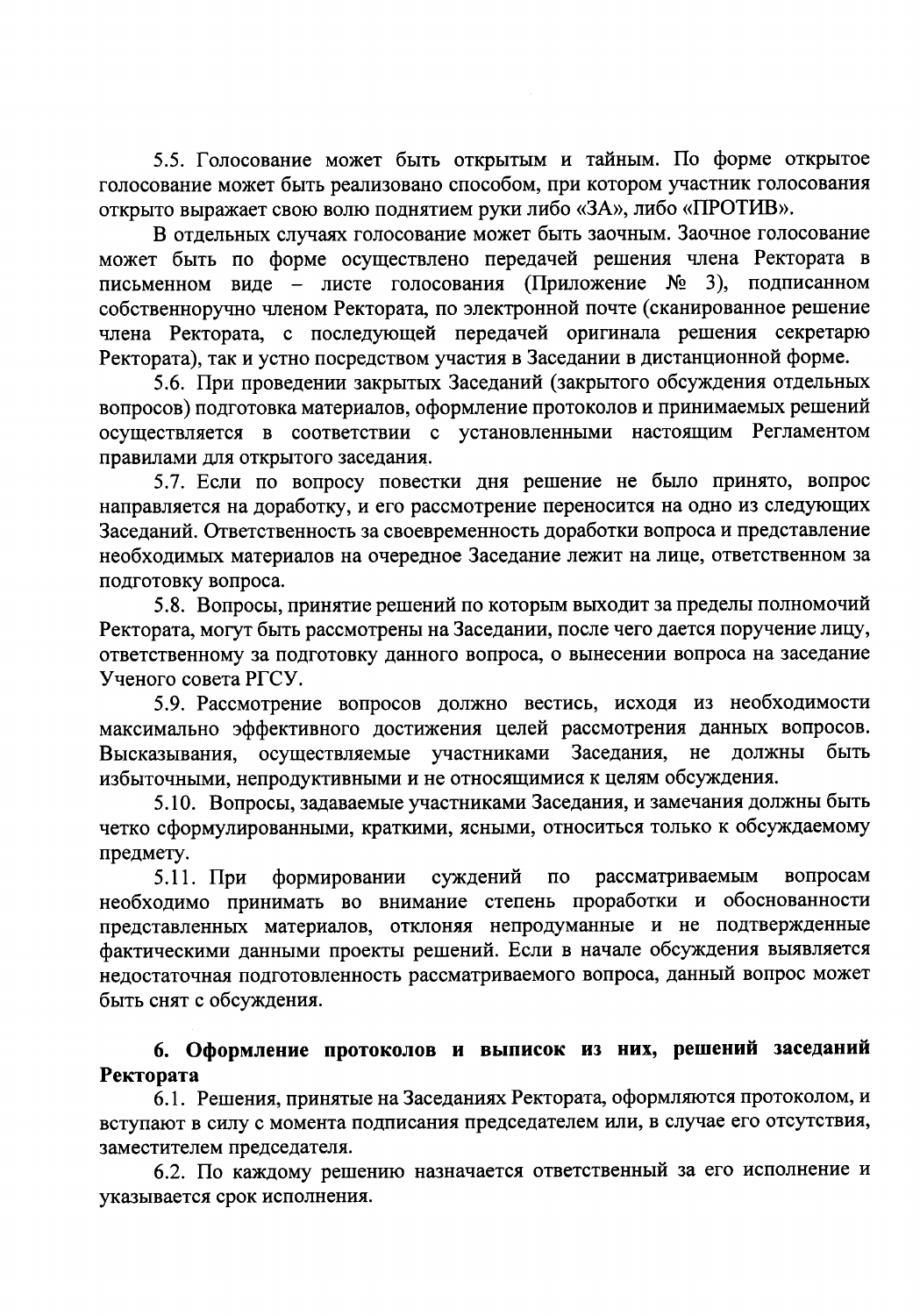5.5. Голосование может быть открытым и тайным. По форме открытое голосование может быть реализовано способом, при котором участник голосования открыто выражает свою волю поднятием руки либо «ЗА», либо «ПРОТИВ».

В отдельных случаях голосование может быть заочным. Заочное голосование может быть по форме осуществлено передачей решения члена Ректората в письменном виде – листе голосования (Приложение № 3), подписанном собственноручно членом Ректората, по электронной почте (сканированное решение члена Ректората, с последующей передачей оригинала решения секретарю Ректората), так и устно посредством участия в Заседании в дистанционной форме.

5.6. При проведении закрытых Заседаний (закрытого обсуждения отдельных вопросов) подготовка материалов, оформление протоколов и принимаемых решений осуществляется в соответствии с установленными настоящим Регламентом правилами для открытого заседания.

5.7. Если по вопросу повестки дня решение не было принято, вопрос направляется на доработку, и его рассмотрение переносится на одно из следующих Заседаний. Ответственность за своевременность доработки вопроса и представление необходимых материалов на очередное Заседание лежит на лице, ответственном за подготовку вопроса.

5.8. Вопросы, принятие решений по которым выходит за пределы полномочий Ректората, могут быть рассмотрены на Заседании, после чего дается поручение лицу, ответственному за подготовку данного вопроса, о вынесении вопроса на заседание Ученого совета РГСУ.

5.9. Рассмотрение вопросов должно вестись, исходя из необходимости максимально эффективного достижения целей рассмотрения данных вопросов. Высказывания, осуществляемые участниками Заседания, не должны быть избыточными, непродуктивными и не относящимися к целям обсуждения.

5.10. Вопросы, задаваемые участниками Заседания, и замечания должны быть четко сформулированными, краткими, ясными, относиться только к обсуждаемому предмету.

5.11. При формировании суждений по рассматриваемым вопросам необходимо принимать во внимание степень проработки и обоснованности представленных материалов, отклоняя непродуманные и не подтвержденные фактическими данными проекты решений. Если в начале обсуждения выявляется недостаточная подготовленность рассматриваемого вопроса, данный вопрос может быть снят с обсуждения.

## 6. Оформление протоколов и выписок из них, решений заседаний Ректората

6.1. Решения, принятые на Заседаниях Ректората, оформляются протоколом, и вступают в силу с момента подписания председателем или, в случае его отсутствия, заместителем председателя.

6.2. По каждому решению назначается ответственный за его исполнение и указывается срок исполнения.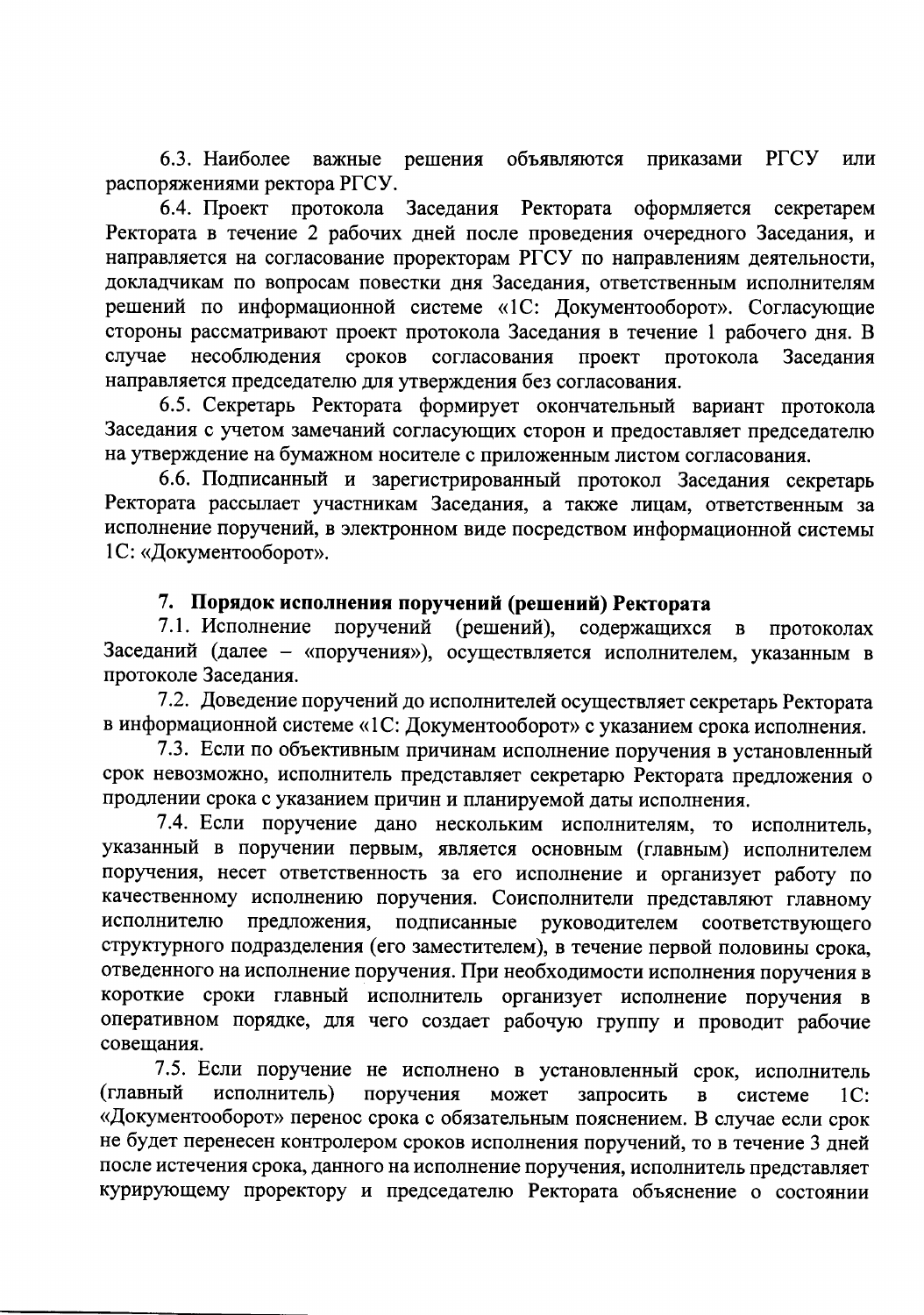6.3. Наиболее важные решения объявляются приказами РГСУ или распоряжениями ректора РГСУ.

6.4. Проект протокола Заседания Ректората оформляется секретарем Ректората в течение 2 рабочих дней после проведения очередного Заседания, и направляется на согласование проректорам РГСУ по направлениям деятельности, докладчикам по вопросам повестки дня Заседания, ответственным исполнителям решений по информационной системе «1С: Документооборот». Согласующие стороны рассматривают проект протокола Заседания в течение 1 рабочего дня. В случае несоблюдения сроков согласования проект протокола Заседания направляется председателю для утверждения без согласования.

6.5. Секретарь Ректората формирует окончательный вариант протокола Заседания с учетом замечаний согласующих сторон и предоставляет председателю на утверждение на бумажном носителе с приложенным листом согласования.

6.6. Подписанный и зарегистрированный протокол Заседания секретарь Ректората рассылает участникам Заседания, а также лицам, ответственным за исполнение поручений, в электронном виде посредством информационной системы 1С: «Документооборот».

## 7. Порядок исполнения поручений (решений) Ректората

7.1. Исполнение поручений (решений), содержащихся в протоколах Заседаний (далее – «поручения»), осуществляется исполнителем, указанным в протоколе Заседания.

7.2. Доведение поручений до исполнителей осуществляет секретарь Ректората в информационной системе «1С: Документооборот» с указанием срока исполнения.

7.3. Если по объективным причинам исполнение поручения в установленный срок невозможно, исполнитель представляет секретарю Ректората предложения о продлении срока с указанием причин и планируемой даты исполнения.

7.4. Если поручение дано нескольким исполнителям, то исполнитель, указанный в поручении первым, является основным (главным) исполнителем поручения, несет ответственность за его исполнение и организует работу по качественному исполнению поручения. Соисполнители представляют главному исполнителю предложения, подписанные руководителем соответствующего структурного подразделения (его заместителем), в течение первой половины срока, отведенного на исполнение поручения. При необходимости исполнения поручения в короткие сроки главный исполнитель организует исполнение поручения в оперативном порядке, для чего создает рабочую группу и проводит рабочие совещания.

7.5. Если поручение не исполнено в установленный срок, исполнитель (главный исполнитель) поручения может запросить в системе 1С: «Документооборот» перенос срока с обязательным пояснением. В случае если срок не будет перенесен контролером сроков исполнения поручений, то в течение 3 дней после истечения срока, данного на исполнение поручения, исполнитель представляет курирующему проректору и председателю Ректората объяснение о состоянии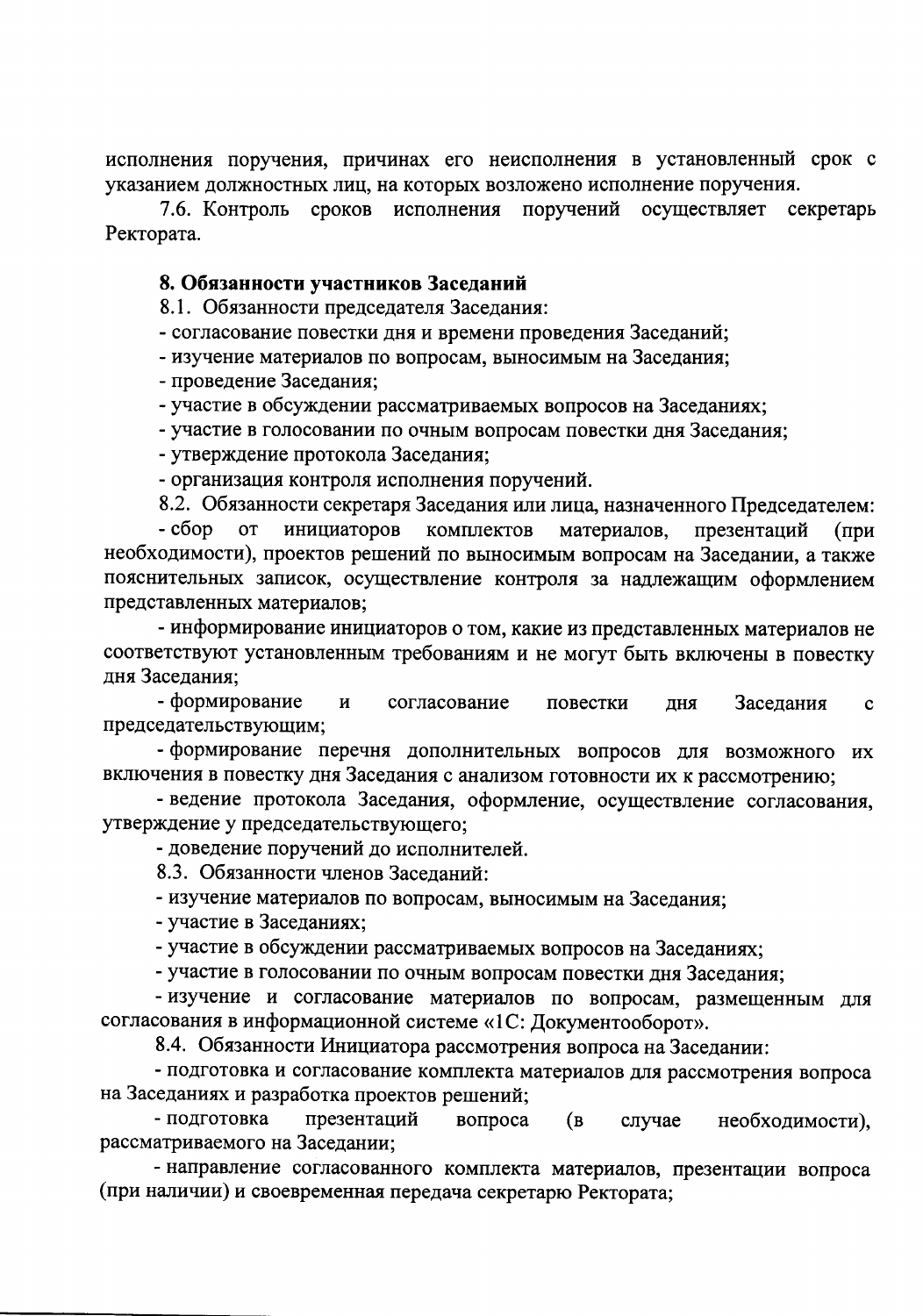исполнения поручения, причинах его неисполнения в установленный срок с указанием должностных лиц, на которых возложено исполнение поручения.

7.6. Контроль сроков исполнения поручений осуществляет секретарь Ректората.

## 8. Обязанности участников Заседаний

8.1. Обязанности председателя Заседания:

- согласование повестки дня и времени проведения Заседаний;
- изучение материалов по вопросам, выносимым на Заседания;
- проведение Заседания;
- участие в обсуждении рассматриваемых вопросов на Заседаниях;
- участие в голосовании по очным вопросам повестки дня Заседания;
- утверждение протокола Заседания;
- организация контроля исполнения поручений.

8.2. Обязанности секретаря Заседания или лица, назначенного Председателем:

- сбор от инициаторов комплектов материалов, презентаций (при необходимости), проектов решений по выносимым вопросам на Заседании, а также пояснительных записок, осуществление контроля за надлежащим оформлением представленных материалов;
- информирование инициаторов о том, какие из представленных материалов не соответствуют установленным требованиям и не могут быть включены в повестку дня Заседания;
- формирование и согласование повестки дня Заседания с председательствующим;
- формирование перечня дополнительных вопросов для возможного их включения в повестку дня Заседания с анализом готовности их к рассмотрению;
- ведение протокола Заседания, оформление, осуществление согласования, утверждение у председательствующего;
- доведение поручений до исполнителей.

8.3. Обязанности членов Заседаний:

- изучение материалов по вопросам, выносимым на Заседания;
- участие в Заседаниях;
- участие в обсуждении рассматриваемых вопросов на Заседаниях;
- участие в голосовании по очным вопросам повестки дня Заседания;
- изучение и согласование материалов по вопросам, размещенным для согласования в информационной системе «1С: Документооборот».

8.4. Обязанности Инициатора рассмотрения вопроса на Заседании:

- подготовка и согласование комплекта материалов для рассмотрения вопроса на Заседаниях и разработка проектов решений;
- подготовка презентаций вопроса (в случае необходимости), рассматриваемого на Заседании;
- направление согласованного комплекта материалов, презентации вопроса (при наличии) и своевременная передача секретарю Ректората;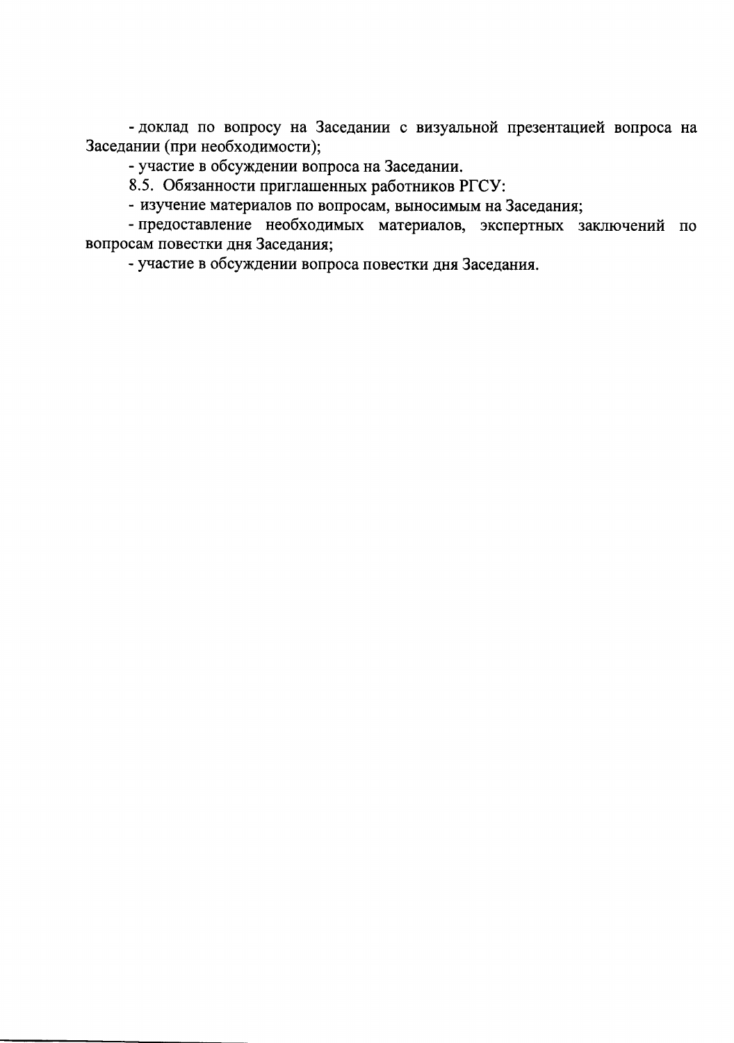- доклад по вопросу на Заседании с визуальной презентацией вопроса на Заседании (при необходимости);

- участие в обсуждении вопроса на Заседании.

8.5. Обязанности приглашенных работников РГСУ:

- изучение материалов по вопросам, выносимым на Заседания;

- предоставление необходимых материалов, экспертных заключений по вопросам повестки дня Заседания;

- участие в обсуждении вопроса повестки дня Заседания.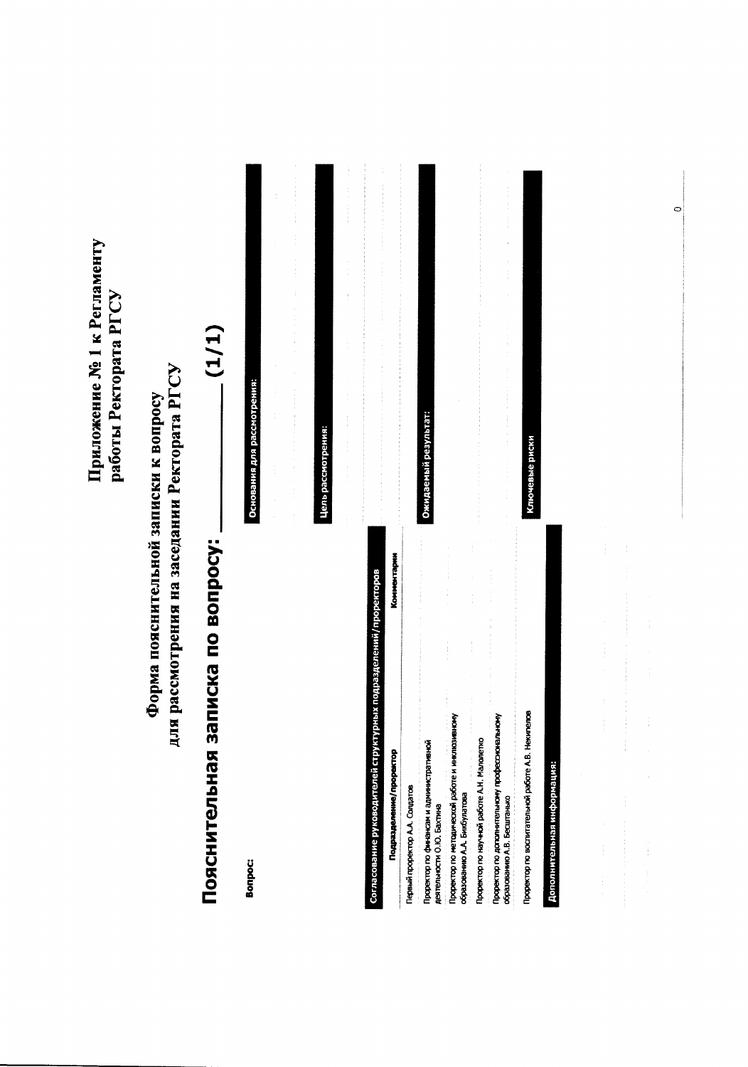**Приложение № 1 к Регламенту работы Ректората РГСУ**

**Форма пояснительной записки к вопросу для рассмотрения на заседании Ректората РГСУ**

# Пояснительная записка по вопросу: ________ (1/1)

**Вопрос:**

**Основания для рассмотрения:**

**Цель рассмотрения:**

**Согласование руководителей структурных подразделений/проректоров**

| Подразделение/проректор | Комментарии |
| --- | --- |
| Первый проректор А.А. Солдатов | |
| Проректор по финансам и административной деятельности О.Ю. Бахтина | |
| Проректор по методической работе и инклюзивному образованию А.А. Бикбулатова | |
| Проректор по научной работе А.Н. Малолетко | |
| Проректор по дополнительному профессиональному образованию А.В. Бесшапько | |
| Проректор по воспитательной работе А.В. Некипелов | |

**Ожидаемый результат:**

**Ключевые риски**

**Дополнительная информация:**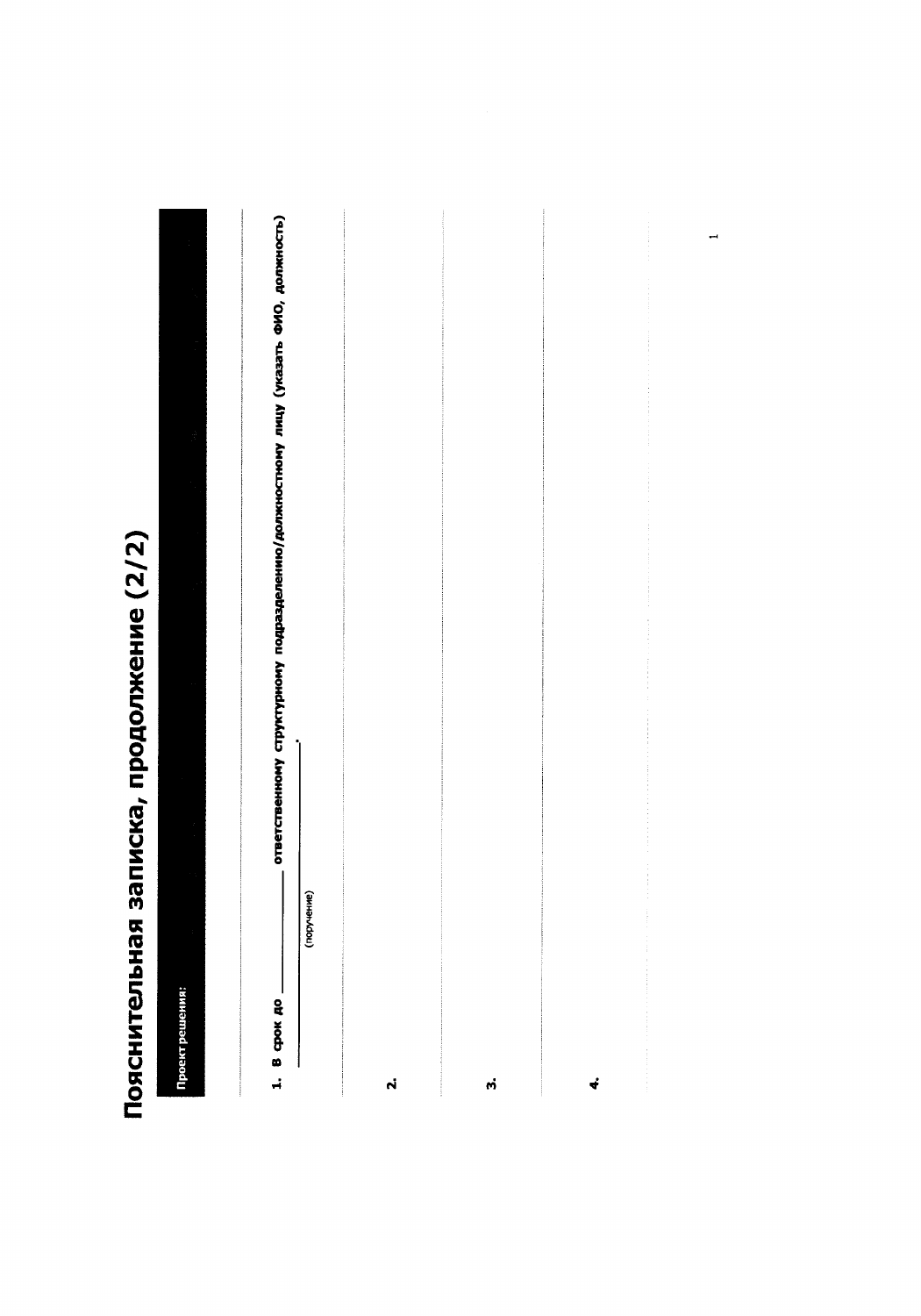# Пояснительная записка, продолжение (2/2)

**Проект решения:**

1. **В срок до** ________ **ответственному структурному подразделению/должностному лицу (указать ФИО, должность)** ________________ .
   (поручение)

2.

3.

4.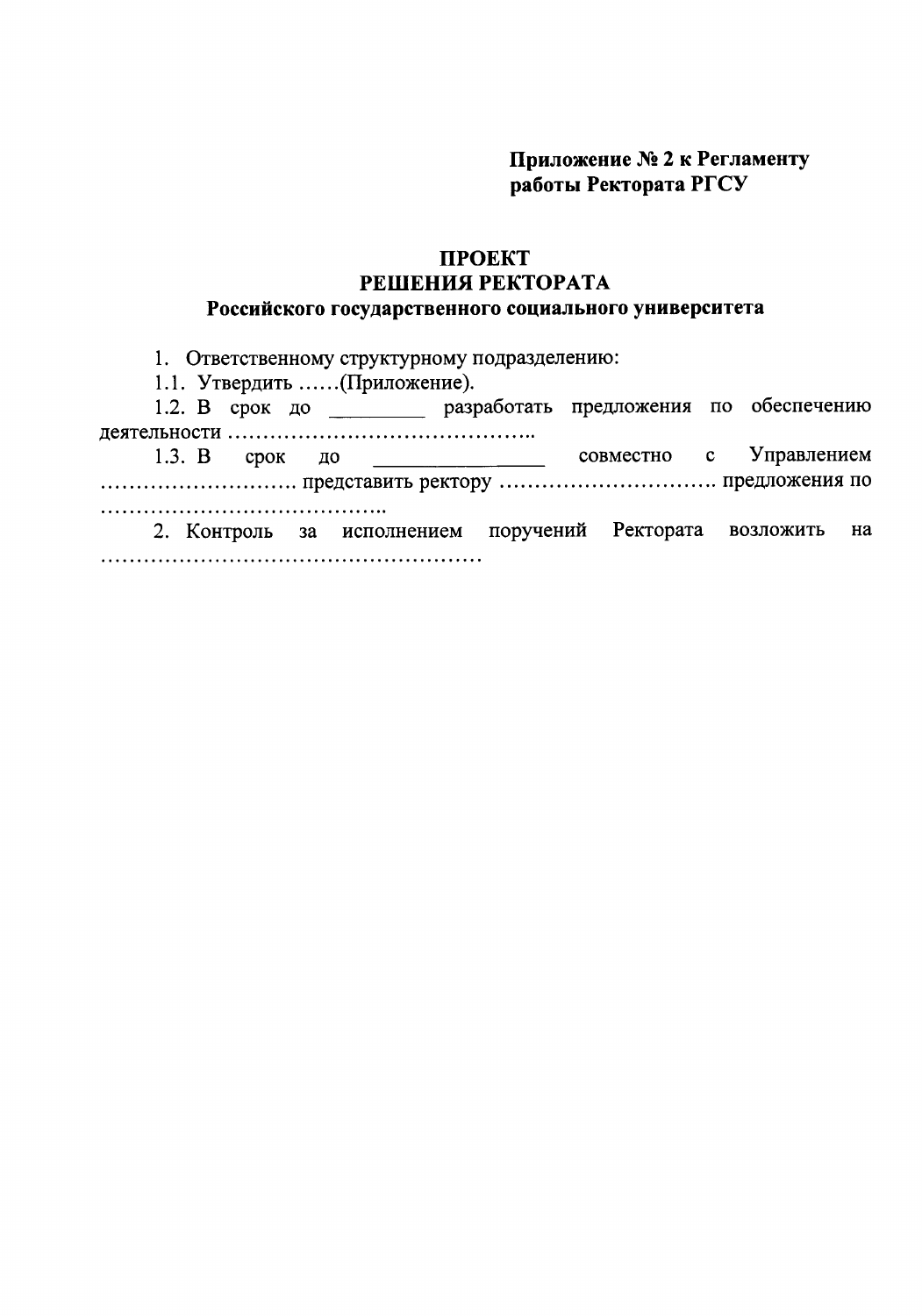**Приложение № 2 к Регламенту работы Ректората РГСУ**

# ПРОЕКТ
# РЕШЕНИЯ РЕКТОРАТА
## Российского государственного социального университета

1. Ответственному структурному подразделению:

1.1. Утвердить ……(Приложение).

1.2. В срок до _________ разработать предложения по обеспечению деятельности ……………………………………..

1.3. В срок до ________________ совместно с Управлением ………………………. представить ректору …………………………. предложения по …………………………………..

2. Контроль за исполнением поручений Ректората возложить на ………………………………………………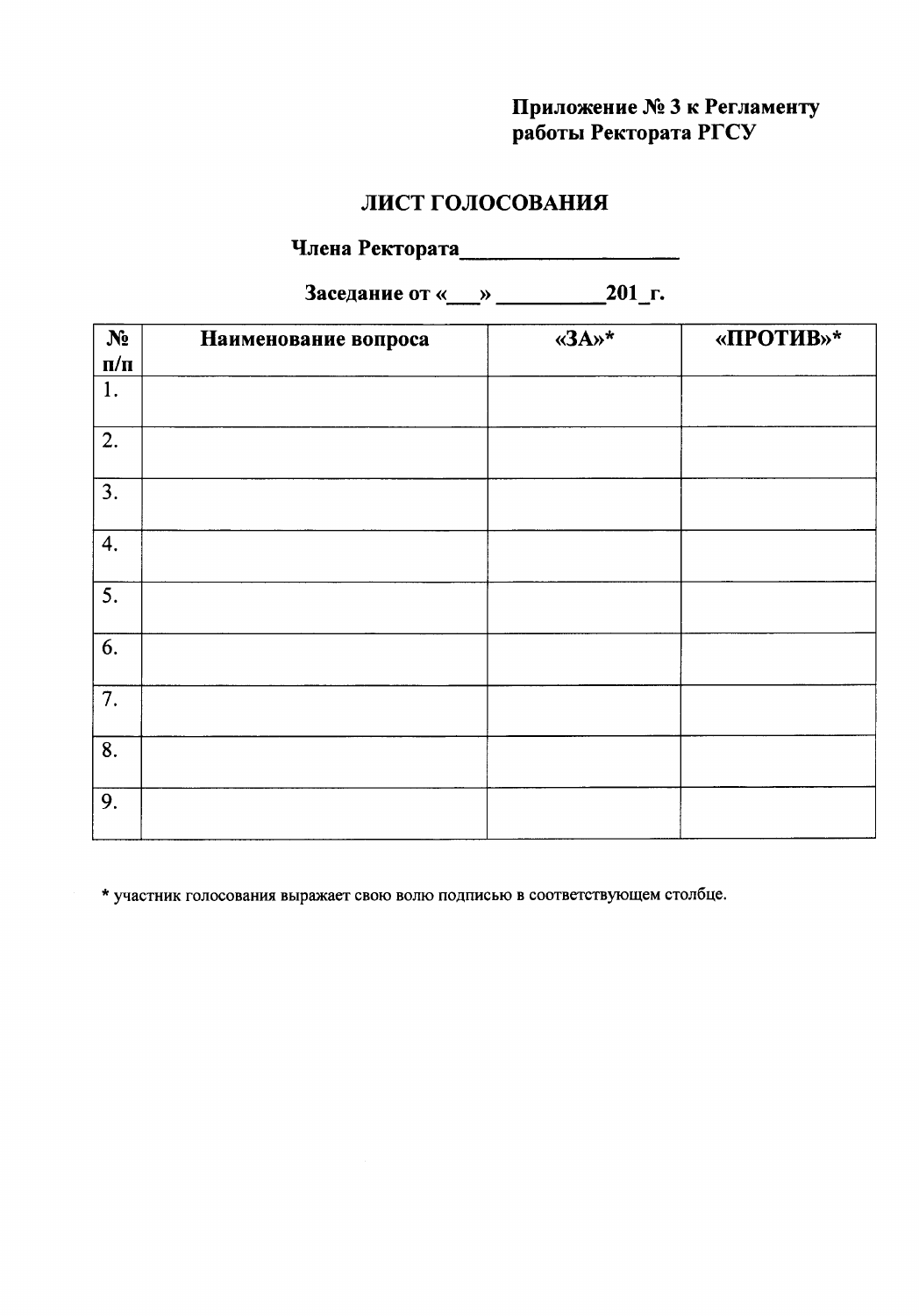**Приложение № 3 к Регламенту работы Ректората РГСУ**

# ЛИСТ ГОЛОСОВАНИЯ

**Члена Ректората____________________**

**Заседание от «___» __________201_г.**

| № п/п | Наименование вопроса | «ЗА»* | «ПРОТИВ»* |
|---|---|---|---|
| 1. | | | |
| 2. | | | |
| 3. | | | |
| 4. | | | |
| 5. | | | |
| 6. | | | |
| 7. | | | |
| 8. | | | |
| 9. | | | |

* участник голосования выражает свою волю подписью в соответствующем столбце.